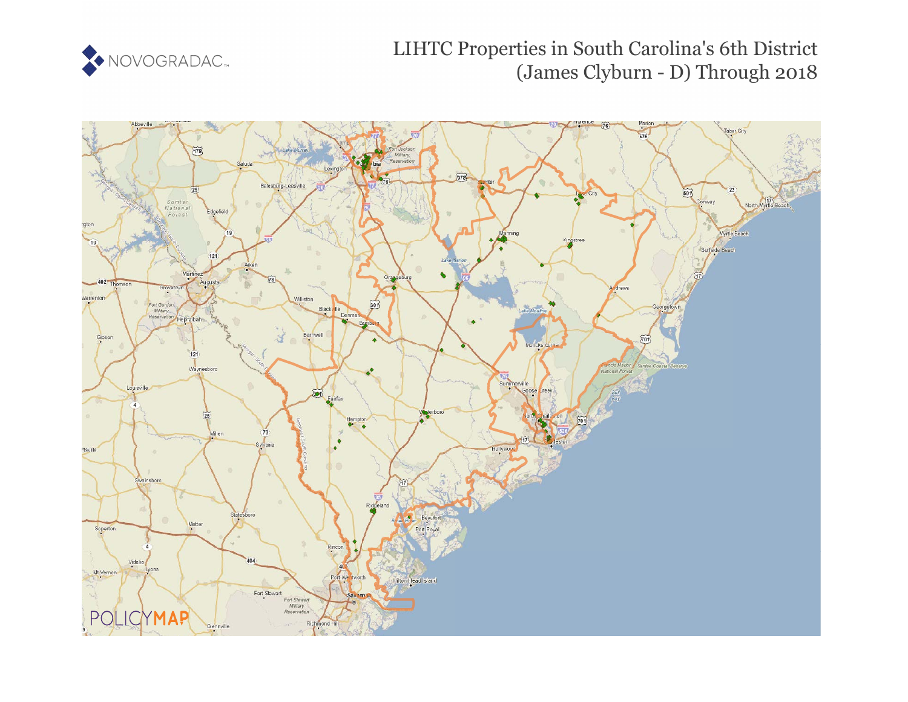# LIHTC Properties in South Carolina's 6th District (James Clyburn - D) Through 2018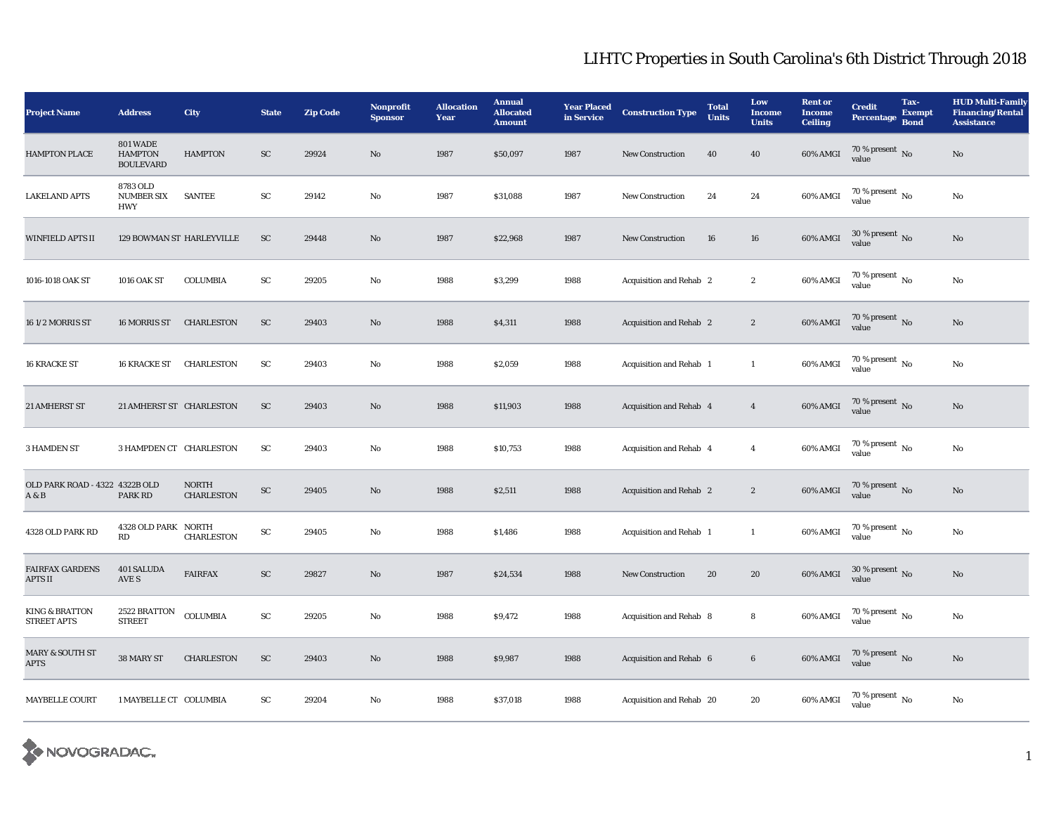# LIHTC Properties in South Carolina's 6th District Through 2018

| Project Name | Address | City | State | Zip Code | Nonprofit Sponsor | Allocation Year | Annual Allocated Amount | Year Placed in Service | Construction Type | Total Units | Low Income Units | Rent or Income Ceiling | Credit Percentage | Tax-Exempt Bond | HUD Multi-Family Financing/Rental Assistance |
|---|---|---|---|---|---|---|---|---|---|---|---|---|---|---|---|
| HAMPTON PLACE | 801 WADE HAMPTON BOULEVARD | HAMPTON | SC | 29924 | No | 1987 | $50,097 | 1987 | New Construction | 40 | 40 | 60% AMGI | 70 % present value | No | No |
| LAKELAND APTS | 8783 OLD NUMBER SIX HWY | SANTEE | SC | 29142 | No | 1987 | $31,088 | 1987 | New Construction | 24 | 24 | 60% AMGI | 70 % present value | No | No |
| WINFIELD APTS II | 129 BOWMAN ST | HARLEYVILLE | SC | 29448 | No | 1987 | $22,968 | 1987 | New Construction | 16 | 16 | 60% AMGI | 30 % present value | No | No |
| 1016-1018 OAK ST | 1016 OAK ST | COLUMBIA | SC | 29205 | No | 1988 | $3,299 | 1988 | Acquisition and Rehab | 2 | 2 | 60% AMGI | 70 % present value | No | No |
| 16 1/2 MORRIS ST | 16 MORRIS ST | CHARLESTON | SC | 29403 | No | 1988 | $4,311 | 1988 | Acquisition and Rehab | 2 | 2 | 60% AMGI | 70 % present value | No | No |
| 16 KRACKE ST | 16 KRACKE ST | CHARLESTON | SC | 29403 | No | 1988 | $2,059 | 1988 | Acquisition and Rehab | 1 | 1 | 60% AMGI | 70 % present value | No | No |
| 21 AMHERST ST | 21 AMHERST ST | CHARLESTON | SC | 29403 | No | 1988 | $11,903 | 1988 | Acquisition and Rehab | 4 | 4 | 60% AMGI | 70 % present value | No | No |
| 3 HAMDEN ST | 3 HAMPDEN CT | CHARLESTON | SC | 29403 | No | 1988 | $10,753 | 1988 | Acquisition and Rehab | 4 | 4 | 60% AMGI | 70 % present value | No | No |
| OLD PARK ROAD - 4322 A & B | 4322B OLD PARK RD | NORTH CHARLESTON | SC | 29405 | No | 1988 | $2,511 | 1988 | Acquisition and Rehab | 2 | 2 | 60% AMGI | 70 % present value | No | No |
| 4328 OLD PARK RD | 4328 OLD PARK RD | NORTH CHARLESTON | SC | 29405 | No | 1988 | $1,486 | 1988 | Acquisition and Rehab | 1 | 1 | 60% AMGI | 70 % present value | No | No |
| FAIRFAX GARDENS APTS II | 401 SALUDA AVE S | FAIRFAX | SC | 29827 | No | 1987 | $24,534 | 1988 | New Construction | 20 | 20 | 60% AMGI | 30 % present value | No | No |
| KING & BRATTON STREET APTS | 2522 BRATTON STREET | COLUMBIA | SC | 29205 | No | 1988 | $9,472 | 1988 | Acquisition and Rehab | 8 | 8 | 60% AMGI | 70 % present value | No | No |
| MARY & SOUTH ST APTS | 38 MARY ST | CHARLESTON | SC | 29403 | No | 1988 | $9,987 | 1988 | Acquisition and Rehab | 6 | 6 | 60% AMGI | 70 % present value | No | No |
| MAYBELLE COURT | 1 MAYBELLE CT | COLUMBIA | SC | 29204 | No | 1988 | $37,018 | 1988 | Acquisition and Rehab | 20 | 20 | 60% AMGI | 70 % present value | No | No |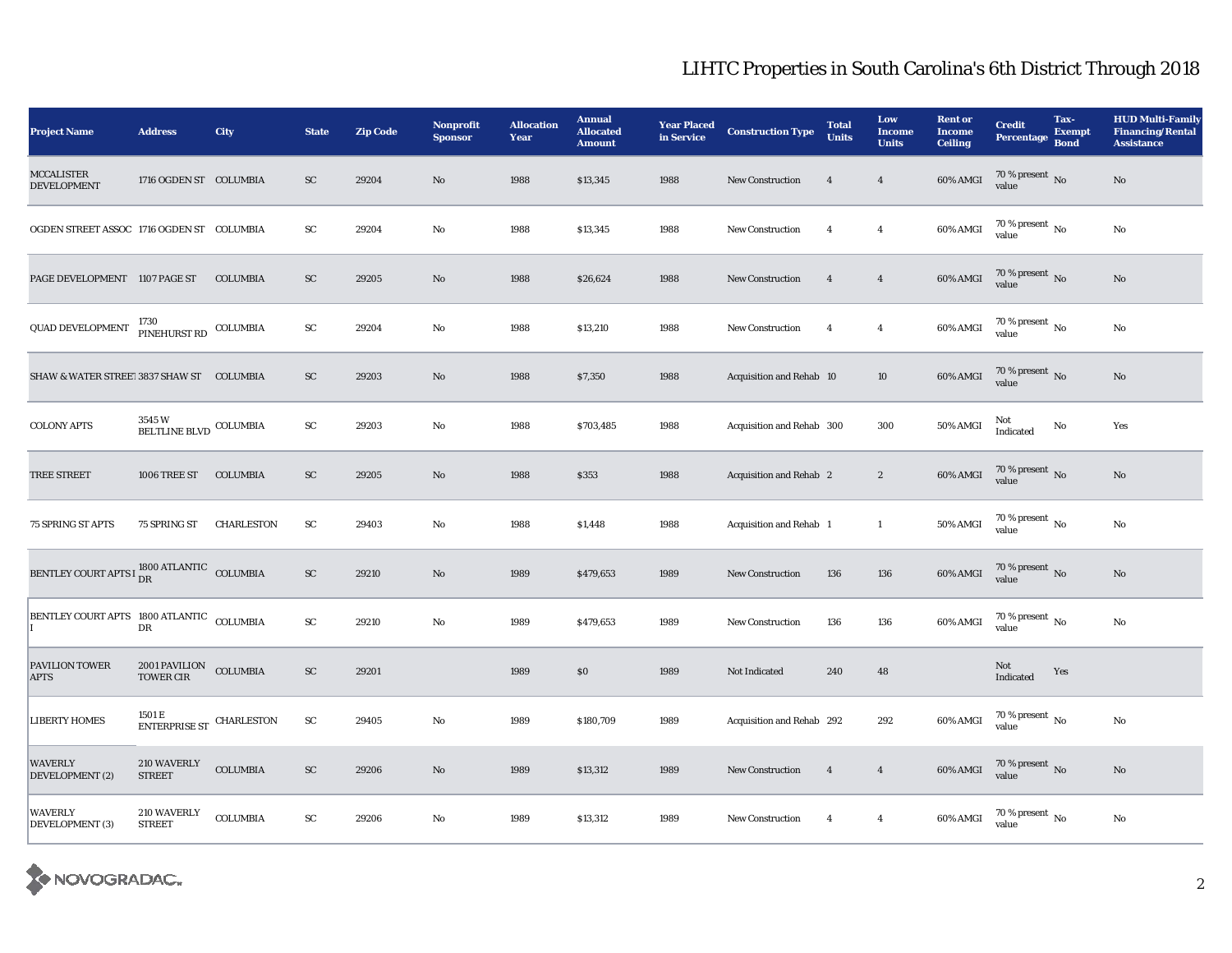# LIHTC Properties in South Carolina's 6th District Through 2018

| Project Name | Address | City | State | Zip Code | Nonprofit Sponsor | Allocation Year | Annual Allocated Amount | Year Placed in Service | Construction Type | Total Units | Low Income Units | Rent or Income Ceiling | Credit Percentage | Tax-Exempt Bond | HUD Multi-Family Financing/Rental Assistance |
|---|---|---|---|---|---|---|---|---|---|---|---|---|---|---|---|
| MCCALISTER DEVELOPMENT | 1716 OGDEN ST | COLUMBIA | SC | 29204 | No | 1988 | $13,345 | 1988 | New Construction | 4 | 4 | 60% AMGI | 70 % present value | No | No |
| OGDEN STREET ASSOC | 1716 OGDEN ST | COLUMBIA | SC | 29204 | No | 1988 | $13,345 | 1988 | New Construction | 4 | 4 | 60% AMGI | 70 % present value | No | No |
| PAGE DEVELOPMENT | 1107 PAGE ST | COLUMBIA | SC | 29205 | No | 1988 | $26,624 | 1988 | New Construction | 4 | 4 | 60% AMGI | 70 % present value | No | No |
| QUAD DEVELOPMENT | 1730 PINEHURST RD | COLUMBIA | SC | 29204 | No | 1988 | $13,210 | 1988 | New Construction | 4 | 4 | 60% AMGI | 70 % present value | No | No |
| SHAW & WATER STREET | 3837 SHAW ST | COLUMBIA | SC | 29203 | No | 1988 | $7,350 | 1988 | Acquisition and Rehab | 10 | 10 | 60% AMGI | 70 % present value | No | No |
| COLONY APTS | 3545 W BELTLINE BLVD | COLUMBIA | SC | 29203 | No | 1988 | $703,485 | 1988 | Acquisition and Rehab | 300 | 300 | 50% AMGI | Not Indicated | No | Yes |
| TREE STREET | 1006 TREE ST | COLUMBIA | SC | 29205 | No | 1988 | $353 | 1988 | Acquisition and Rehab | 2 | 2 | 60% AMGI | 70 % present value | No | No |
| 75 SPRING ST APTS | 75 SPRING ST | CHARLESTON | SC | 29403 | No | 1988 | $1,448 | 1988 | Acquisition and Rehab | 1 | 1 | 50% AMGI | 70 % present value | No | No |
| BENTLEY COURT APTS I | 1800 ATLANTIC DR | COLUMBIA | SC | 29210 | No | 1989 | $479,653 | 1989 | New Construction | 136 | 136 | 60% AMGI | 70 % present value | No | No |
| BENTLEY COURT APTS I | 1800 ATLANTIC DR | COLUMBIA | SC | 29210 | No | 1989 | $479,653 | 1989 | New Construction | 136 | 136 | 60% AMGI | 70 % present value | No | No |
| PAVILION TOWER APTS | 2001 PAVILION TOWER CIR | COLUMBIA | SC | 29201 | | 1989 | $0 | 1989 | Not Indicated | 240 | 48 | | Not Indicated | Yes | |
| LIBERTY HOMES | 1501 E ENTERPRISE ST | CHARLESTON | SC | 29405 | No | 1989 | $180,709 | 1989 | Acquisition and Rehab | 292 | 292 | 60% AMGI | 70 % present value | No | No |
| WAVERLY DEVELOPMENT (2) | 210 WAVERLY STREET | COLUMBIA | SC | 29206 | No | 1989 | $13,312 | 1989 | New Construction | 4 | 4 | 60% AMGI | 70 % present value | No | No |
| WAVERLY DEVELOPMENT (3) | 210 WAVERLY STREET | COLUMBIA | SC | 29206 | No | 1989 | $13,312 | 1989 | New Construction | 4 | 4 | 60% AMGI | 70 % present value | No | No |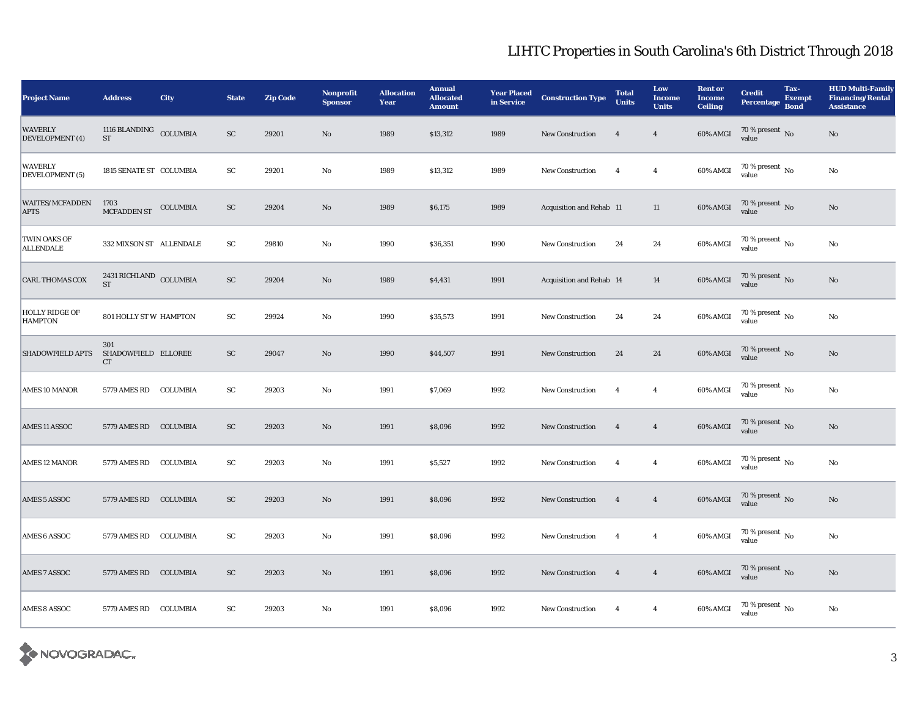# LIHTC Properties in South Carolina's 6th District Through 2018

| Project Name | Address | City | State | Zip Code | Nonprofit Sponsor | Allocation Year | Annual Allocated Amount | Year Placed in Service | Construction Type | Total Units | Low Income Units | Rent or Income Ceiling | Credit Percentage | Tax-Exempt Bond | HUD Multi-Family Financing/Rental Assistance |
|---|---|---|---|---|---|---|---|---|---|---|---|---|---|---|---|
| WAVERLY DEVELOPMENT (4) | 1116 BLANDING ST | COLUMBIA | SC | 29201 | No | 1989 | $13,312 | 1989 | New Construction | 4 | 4 | 60% AMGI | 70 % present value | No | No |
| WAVERLY DEVELOPMENT (5) | 1815 SENATE ST | COLUMBIA | SC | 29201 | No | 1989 | $13,312 | 1989 | New Construction | 4 | 4 | 60% AMGI | 70 % present value | No | No |
| WAITES/MCFADDEN APTS | 1703 MCFADDEN ST | COLUMBIA | SC | 29204 | No | 1989 | $6,175 | 1989 | Acquisition and Rehab | 11 | 11 | 60% AMGI | 70 % present value | No | No |
| TWIN OAKS OF ALLENDALE | 332 MIXSON ST | ALLENDALE | SC | 29810 | No | 1990 | $36,351 | 1990 | New Construction | 24 | 24 | 60% AMGI | 70 % present value | No | No |
| CARL THOMAS COX | 2431 RICHLAND ST | COLUMBIA | SC | 29204 | No | 1989 | $4,431 | 1991 | Acquisition and Rehab | 14 | 14 | 60% AMGI | 70 % present value | No | No |
| HOLLY RIDGE OF HAMPTON | 801 HOLLY ST W | HAMPTON | SC | 29924 | No | 1990 | $35,573 | 1991 | New Construction | 24 | 24 | 60% AMGI | 70 % present value | No | No |
| SHADOWFIELD APTS | 301 SHADOWFIELD CT | ELLOREE | SC | 29047 | No | 1990 | $44,507 | 1991 | New Construction | 24 | 24 | 60% AMGI | 70 % present value | No | No |
| AMES 10 MANOR | 5779 AMES RD | COLUMBIA | SC | 29203 | No | 1991 | $7,069 | 1992 | New Construction | 4 | 4 | 60% AMGI | 70 % present value | No | No |
| AMES 11 ASSOC | 5779 AMES RD | COLUMBIA | SC | 29203 | No | 1991 | $8,096 | 1992 | New Construction | 4 | 4 | 60% AMGI | 70 % present value | No | No |
| AMES 12 MANOR | 5779 AMES RD | COLUMBIA | SC | 29203 | No | 1991 | $5,527 | 1992 | New Construction | 4 | 4 | 60% AMGI | 70 % present value | No | No |
| AMES 5 ASSOC | 5779 AMES RD | COLUMBIA | SC | 29203 | No | 1991 | $8,096 | 1992 | New Construction | 4 | 4 | 60% AMGI | 70 % present value | No | No |
| AMES 6 ASSOC | 5779 AMES RD | COLUMBIA | SC | 29203 | No | 1991 | $8,096 | 1992 | New Construction | 4 | 4 | 60% AMGI | 70 % present value | No | No |
| AMES 7 ASSOC | 5779 AMES RD | COLUMBIA | SC | 29203 | No | 1991 | $8,096 | 1992 | New Construction | 4 | 4 | 60% AMGI | 70 % present value | No | No |
| AMES 8 ASSOC | 5779 AMES RD | COLUMBIA | SC | 29203 | No | 1991 | $8,096 | 1992 | New Construction | 4 | 4 | 60% AMGI | 70 % present value | No | No |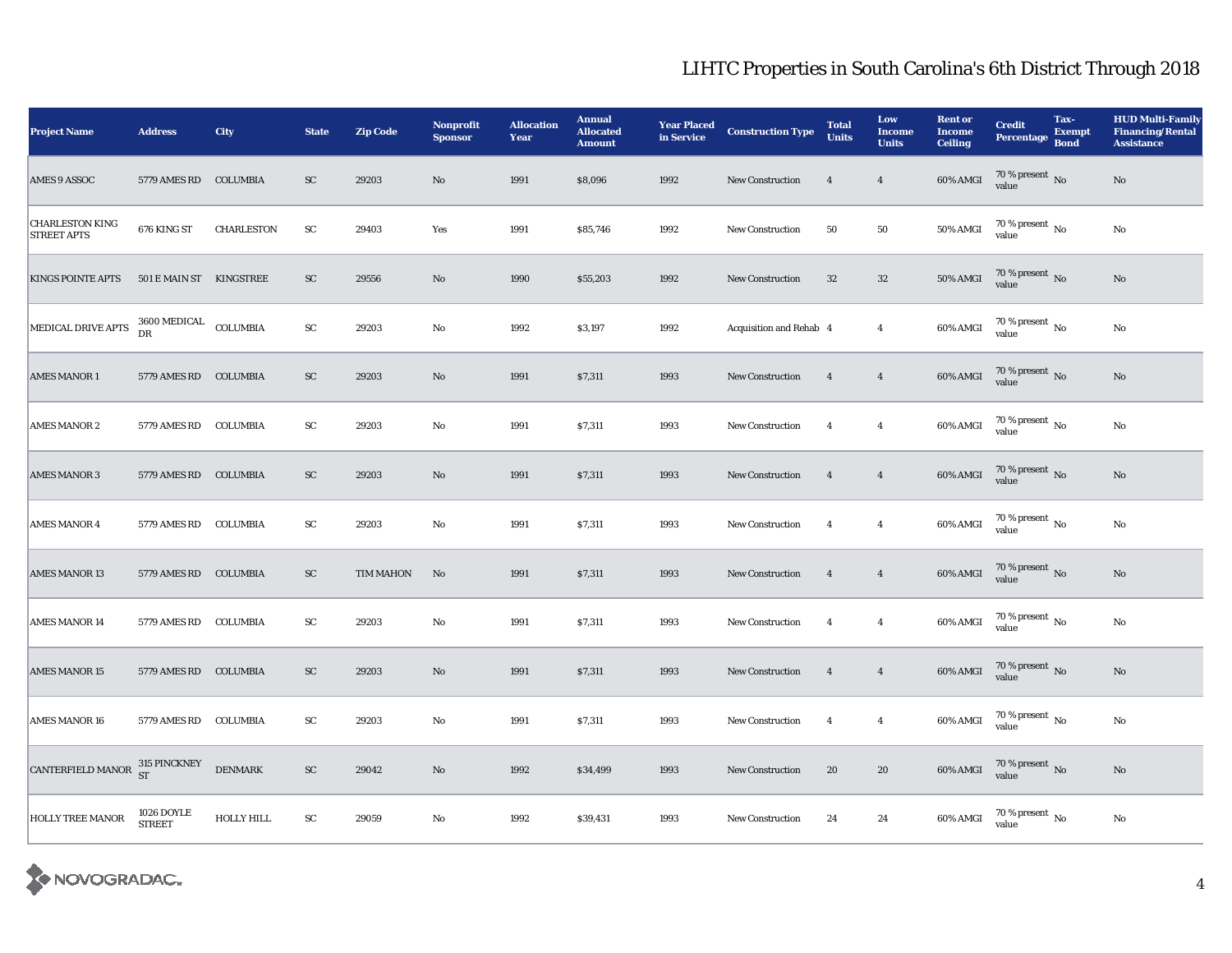# LIHTC Properties in South Carolina's 6th District Through 2018

| Project Name | Address | City | State | Zip Code | Nonprofit Sponsor | Allocation Year | Annual Allocated Amount | Year Placed in Service | Construction Type | Total Units | Low Income Units | Rent or Income Ceiling | Credit Percentage | Tax-Exempt Bond | HUD Multi-Family Financing/Rental Assistance |
|---|---|---|---|---|---|---|---|---|---|---|---|---|---|---|---|
| AMES 9 ASSOC | 5779 AMES RD | COLUMBIA | SC | 29203 | No | 1991 | $8,096 | 1992 | New Construction | 4 | 4 | 60% AMGI | 70 % present value | No | No |
| CHARLESTON KING STREET APTS | 676 KING ST | CHARLESTON | SC | 29403 | Yes | 1991 | $85,746 | 1992 | New Construction | 50 | 50 | 50% AMGI | 70 % present value | No | No |
| KINGS POINTE APTS | 501 E MAIN ST | KINGSTREE | SC | 29556 | No | 1990 | $55,203 | 1992 | New Construction | 32 | 32 | 50% AMGI | 70 % present value | No | No |
| MEDICAL DRIVE APTS | 3600 MEDICAL DR | COLUMBIA | SC | 29203 | No | 1992 | $3,197 | 1992 | Acquisition and Rehab | 4 | 4 | 60% AMGI | 70 % present value | No | No |
| AMES MANOR 1 | 5779 AMES RD | COLUMBIA | SC | 29203 | No | 1991 | $7,311 | 1993 | New Construction | 4 | 4 | 60% AMGI | 70 % present value | No | No |
| AMES MANOR 2 | 5779 AMES RD | COLUMBIA | SC | 29203 | No | 1991 | $7,311 | 1993 | New Construction | 4 | 4 | 60% AMGI | 70 % present value | No | No |
| AMES MANOR 3 | 5779 AMES RD | COLUMBIA | SC | 29203 | No | 1991 | $7,311 | 1993 | New Construction | 4 | 4 | 60% AMGI | 70 % present value | No | No |
| AMES MANOR 4 | 5779 AMES RD | COLUMBIA | SC | 29203 | No | 1991 | $7,311 | 1993 | New Construction | 4 | 4 | 60% AMGI | 70 % present value | No | No |
| AMES MANOR 13 | 5779 AMES RD | COLUMBIA | SC | TIM MAHON | No | 1991 | $7,311 | 1993 | New Construction | 4 | 4 | 60% AMGI | 70 % present value | No | No |
| AMES MANOR 14 | 5779 AMES RD | COLUMBIA | SC | 29203 | No | 1991 | $7,311 | 1993 | New Construction | 4 | 4 | 60% AMGI | 70 % present value | No | No |
| AMES MANOR 15 | 5779 AMES RD | COLUMBIA | SC | 29203 | No | 1991 | $7,311 | 1993 | New Construction | 4 | 4 | 60% AMGI | 70 % present value | No | No |
| AMES MANOR 16 | 5779 AMES RD | COLUMBIA | SC | 29203 | No | 1991 | $7,311 | 1993 | New Construction | 4 | 4 | 60% AMGI | 70 % present value | No | No |
| CANTERFIELD MANOR | 315 PINCKNEY ST | DENMARK | SC | 29042 | No | 1992 | $34,499 | 1993 | New Construction | 20 | 20 | 60% AMGI | 70 % present value | No | No |
| HOLLY TREE MANOR | 1026 DOYLE STREET | HOLLY HILL | SC | 29059 | No | 1992 | $39,431 | 1993 | New Construction | 24 | 24 | 60% AMGI | 70 % present value | No | No |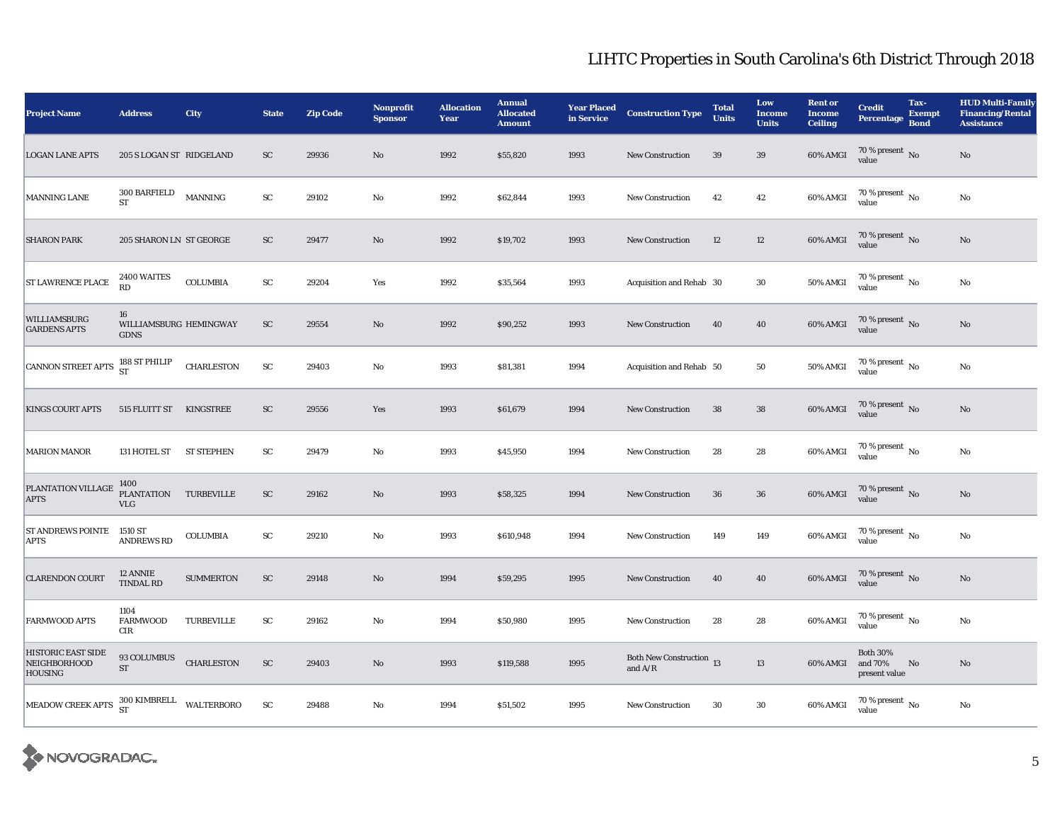## LIHTC Properties in South Carolina's 6th District Through 2018

| Project Name | Address | City | State | Zip Code | Nonprofit Sponsor | Allocation Year | Annual Allocated Amount | Year Placed in Service | Construction Type | Total Units | Low Income Units | Rent or Income Ceiling | Credit Percentage | Tax-Exempt Bond | HUD Multi-Family Financing/Rental Assistance |
|---|---|---|---|---|---|---|---|---|---|---|---|---|---|---|---|
| LOGAN LANE APTS | 205 S LOGAN ST | RIDGELAND | SC | 29936 | No | 1992 | $55,820 | 1993 | New Construction | 39 | 39 | 60% AMGI | 70 % present value | No | No |
| MANNING LANE | 300 BARFIELD ST | MANNING | SC | 29102 | No | 1992 | $62,844 | 1993 | New Construction | 42 | 42 | 60% AMGI | 70 % present value | No | No |
| SHARON PARK | 205 SHARON LN | ST GEORGE | SC | 29477 | No | 1992 | $19,702 | 1993 | New Construction | 12 | 12 | 60% AMGI | 70 % present value | No | No |
| ST LAWRENCE PLACE | 2400 WAITES RD | COLUMBIA | SC | 29204 | Yes | 1992 | $35,564 | 1993 | Acquisition and Rehab | 30 | 30 | 50% AMGI | 70 % present value | No | No |
| WILLIAMSBURG GARDENS APTS | 16 WILLIAMSBURG GDNS | HEMINGWAY | SC | 29554 | No | 1992 | $90,252 | 1993 | New Construction | 40 | 40 | 60% AMGI | 70 % present value | No | No |
| CANNON STREET APTS | 188 ST PHILIP ST | CHARLESTON | SC | 29403 | No | 1993 | $81,381 | 1994 | Acquisition and Rehab | 50 | 50 | 50% AMGI | 70 % present value | No | No |
| KINGS COURT APTS | 515 FLUITT ST | KINGSTREE | SC | 29556 | Yes | 1993 | $61,679 | 1994 | New Construction | 38 | 38 | 60% AMGI | 70 % present value | No | No |
| MARION MANOR | 131 HOTEL ST | ST STEPHEN | SC | 29479 | No | 1993 | $45,950 | 1994 | New Construction | 28 | 28 | 60% AMGI | 70 % present value | No | No |
| PLANTATION VILLAGE APTS | 1400 PLANTATION VLG | TURBEVILLE | SC | 29162 | No | 1993 | $58,325 | 1994 | New Construction | 36 | 36 | 60% AMGI | 70 % present value | No | No |
| ST ANDREWS POINTE APTS | 1510 ST ANDREWS RD | COLUMBIA | SC | 29210 | No | 1993 | $610,948 | 1994 | New Construction | 149 | 149 | 60% AMGI | 70 % present value | No | No |
| CLARENDON COURT | 12 ANNIE TINDAL RD | SUMMERTON | SC | 29148 | No | 1994 | $59,295 | 1995 | New Construction | 40 | 40 | 60% AMGI | 70 % present value | No | No |
| FARMWOOD APTS | 1104 FARMWOOD CIR | TURBEVILLE | SC | 29162 | No | 1994 | $50,980 | 1995 | New Construction | 28 | 28 | 60% AMGI | 70 % present value | No | No |
| HISTORIC EAST SIDE NEIGHBORHOOD HOUSING | 93 COLUMBUS ST | CHARLESTON | SC | 29403 | No | 1993 | $119,588 | 1995 | Both New Construction and A/R | 13 | 13 | 60% AMGI | Both 30% and 70% present value | No | No |
| MEADOW CREEK APTS | 300 KIMBRELL ST | WALTERBORO | SC | 29488 | No | 1994 | $51,502 | 1995 | New Construction | 30 | 30 | 60% AMGI | 70 % present value | No | No |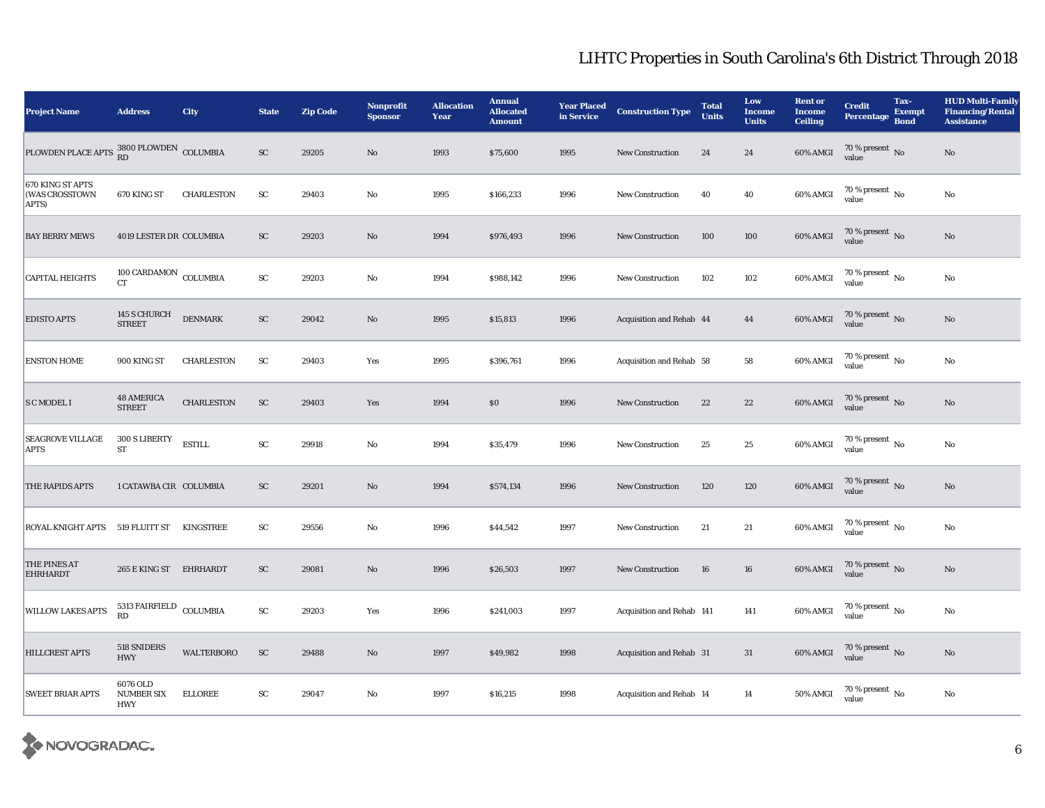# LIHTC Properties in South Carolina's 6th District Through 2018

| Project Name | Address | City | State | Zip Code | Nonprofit Sponsor | Allocation Year | Annual Allocated Amount | Year Placed in Service | Construction Type | Total Units | Low Income Units | Rent or Income Ceiling | Credit Percentage | Tax-Exempt Bond | HUD Multi-Family Financing/Rental Assistance |
|---|---|---|---|---|---|---|---|---|---|---|---|---|---|---|---|
| PLOWDEN PLACE APTS | 3800 PLOWDEN RD | COLUMBIA | SC | 29205 | No | 1993 | $75,600 | 1995 | New Construction | 24 | 24 | 60% AMGI | 70 % present value | No | No |
| 670 KING ST APTS (WAS CROSSTOWN APTS) | 670 KING ST | CHARLESTON | SC | 29403 | No | 1995 | $166,233 | 1996 | New Construction | 40 | 40 | 60% AMGI | 70 % present value | No | No |
| BAY BERRY MEWS | 4019 LESTER DR | COLUMBIA | SC | 29203 | No | 1994 | $976,493 | 1996 | New Construction | 100 | 100 | 60% AMGI | 70 % present value | No | No |
| CAPITAL HEIGHTS | 100 CARDAMON CT | COLUMBIA | SC | 29203 | No | 1994 | $988,142 | 1996 | New Construction | 102 | 102 | 60% AMGI | 70 % present value | No | No |
| EDISTO APTS | 145 S CHURCH STREET | DENMARK | SC | 29042 | No | 1995 | $15,813 | 1996 | Acquisition and Rehab | 44 | 44 | 60% AMGI | 70 % present value | No | No |
| ENSTON HOME | 900 KING ST | CHARLESTON | SC | 29403 | Yes | 1995 | $396,761 | 1996 | Acquisition and Rehab | 58 | 58 | 60% AMGI | 70 % present value | No | No |
| S C MODEL I | 48 AMERICA STREET | CHARLESTON | SC | 29403 | Yes | 1994 | $0 | 1996 | New Construction | 22 | 22 | 60% AMGI | 70 % present value | No | No |
| SEAGROVE VILLAGE APTS | 300 S LIBERTY ST | ESTILL | SC | 29918 | No | 1994 | $35,479 | 1996 | New Construction | 25 | 25 | 60% AMGI | 70 % present value | No | No |
| THE RAPIDS APTS | 1 CATAWBA CIR | COLUMBIA | SC | 29201 | No | 1994 | $574,134 | 1996 | New Construction | 120 | 120 | 60% AMGI | 70 % present value | No | No |
| ROYAL KNIGHT APTS | 519 FLUITT ST | KINGSTREE | SC | 29556 | No | 1996 | $44,542 | 1997 | New Construction | 21 | 21 | 60% AMGI | 70 % present value | No | No |
| THE PINES AT EHRHARDT | 265 E KING ST | EHRHARDT | SC | 29081 | No | 1996 | $26,503 | 1997 | New Construction | 16 | 16 | 60% AMGI | 70 % present value | No | No |
| WILLOW LAKES APTS | 5313 FAIRFIELD RD | COLUMBIA | SC | 29203 | Yes | 1996 | $241,003 | 1997 | Acquisition and Rehab | 141 | 141 | 60% AMGI | 70 % present value | No | No |
| HILLCREST APTS | 518 SNIDERS HWY | WALTERBORO | SC | 29488 | No | 1997 | $49,982 | 1998 | Acquisition and Rehab | 31 | 31 | 60% AMGI | 70 % present value | No | No |
| SWEET BRIAR APTS | 6076 OLD NUMBER SIX HWY | ELLOREE | SC | 29047 | No | 1997 | $16,215 | 1998 | Acquisition and Rehab | 14 | 14 | 50% AMGI | 70 % present value | No | No |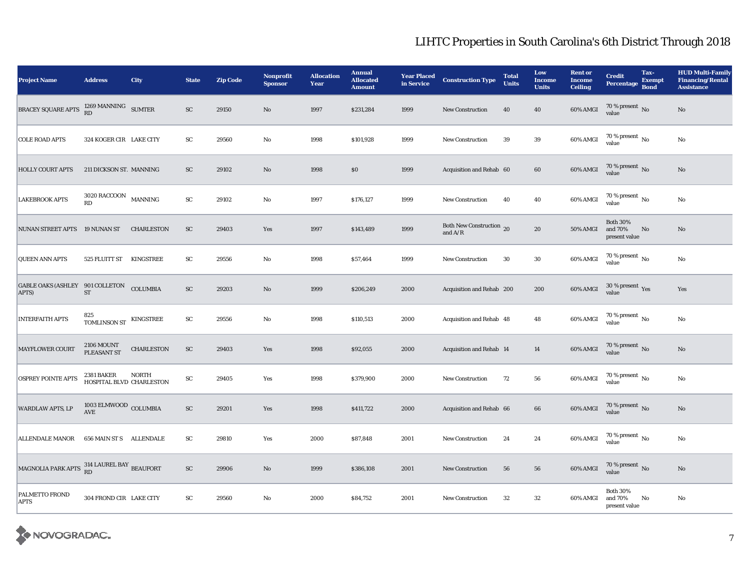# LIHTC Properties in South Carolina's 6th District Through 2018

| Project Name | Address | City | State | Zip Code | Nonprofit Sponsor | Allocation Year | Annual Allocated Amount | Year Placed in Service | Construction Type | Total Units | Low Income Units | Rent or Income Ceiling | Credit Percentage | Tax-Exempt Bond | HUD Multi-Family Financing/Rental Assistance |
|---|---|---|---|---|---|---|---|---|---|---|---|---|---|---|---|
| BRACEY SQUARE APTS | 1269 MANNING RD | SUMTER | SC | 29150 | No | 1997 | $231,284 | 1999 | New Construction | 40 | 40 | 60% AMGI | 70 % present value | No | No |
| COLE ROAD APTS | 324 KOGER CIR | LAKE CITY | SC | 29560 | No | 1998 | $101,928 | 1999 | New Construction | 39 | 39 | 60% AMGI | 70 % present value | No | No |
| HOLLY COURT APTS | 211 DICKSON ST. | MANNING | SC | 29102 | No | 1998 | $0 | 1999 | Acquisition and Rehab | 60 | 60 | 60% AMGI | 70 % present value | No | No |
| LAKEBROOK APTS | 3020 RACCOON RD | MANNING | SC | 29102 | No | 1997 | $176,127 | 1999 | New Construction | 40 | 40 | 60% AMGI | 70 % present value | No | No |
| NUNAN STREET APTS | 19 NUNAN ST | CHARLESTON | SC | 29403 | Yes | 1997 | $143,489 | 1999 | Both New Construction and A/R | 20 | 20 | 50% AMGI | Both 30% and 70% present value | No | No |
| QUEEN ANN APTS | 525 FLUITT ST | KINGSTREE | SC | 29556 | No | 1998 | $57,464 | 1999 | New Construction | 30 | 30 | 60% AMGI | 70 % present value | No | No |
| GABLE OAKS (ASHLEY APTS) | 901 COLLETON ST | COLUMBIA | SC | 29203 | No | 1999 | $206,249 | 2000 | Acquisition and Rehab | 200 | 200 | 60% AMGI | 30 % present value | Yes | Yes |
| INTERFAITH APTS | 825 TOMLINSON ST | KINGSTREE | SC | 29556 | No | 1998 | $110,513 | 2000 | Acquisition and Rehab | 48 | 48 | 60% AMGI | 70 % present value | No | No |
| MAYFLOWER COURT | 2106 MOUNT PLEASANT ST | CHARLESTON | SC | 29403 | Yes | 1998 | $92,055 | 2000 | Acquisition and Rehab | 14 | 14 | 60% AMGI | 70 % present value | No | No |
| OSPREY POINTE APTS | 2381 BAKER HOSPITAL BLVD | NORTH CHARLESTON | SC | 29405 | Yes | 1998 | $379,900 | 2000 | New Construction | 72 | 56 | 60% AMGI | 70 % present value | No | No |
| WARDLAW APTS, LP | 1003 ELMWOOD AVE | COLUMBIA | SC | 29201 | Yes | 1998 | $411,722 | 2000 | Acquisition and Rehab | 66 | 66 | 60% AMGI | 70 % present value | No | No |
| ALLENDALE MANOR | 656 MAIN ST S | ALLENDALE | SC | 29810 | Yes | 2000 | $87,848 | 2001 | New Construction | 24 | 24 | 60% AMGI | 70 % present value | No | No |
| MAGNOLIA PARK APTS | 314 LAUREL BAY RD | BEAUFORT | SC | 29906 | No | 1999 | $386,108 | 2001 | New Construction | 56 | 56 | 60% AMGI | 70 % present value | No | No |
| PALMETTO FROND APTS | 304 FROND CIR | LAKE CITY | SC | 29560 | No | 2000 | $84,752 | 2001 | New Construction | 32 | 32 | 60% AMGI | Both 30% and 70% present value | No | No |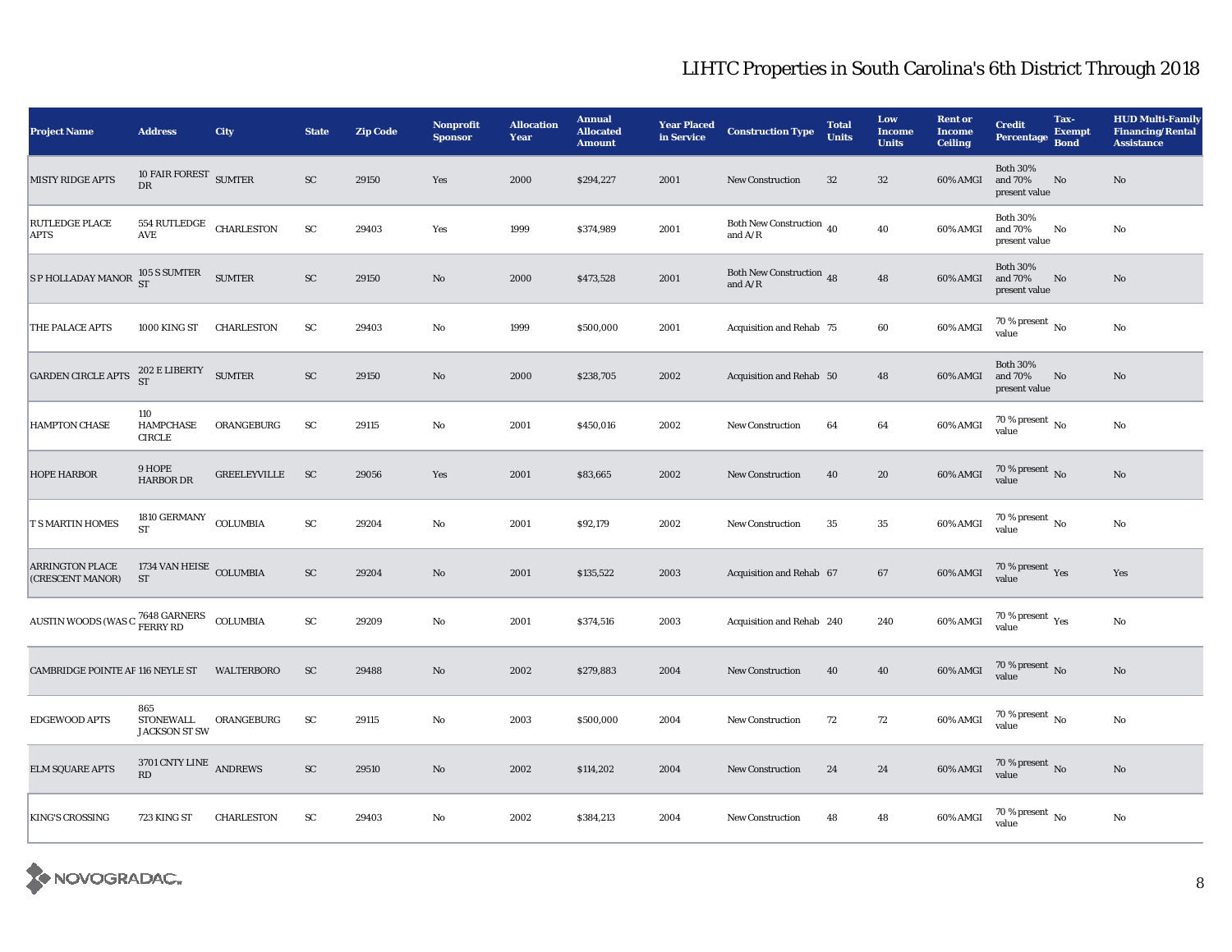# LIHTC Properties in South Carolina's 6th District Through 2018

| Project Name | Address | City | State | Zip Code | Nonprofit Sponsor | Allocation Year | Annual Allocated Amount | Year Placed in Service | Construction Type | Total Units | Low Income Units | Rent or Income Ceiling | Credit Percentage | Tax-Exempt Bond | HUD Multi-Family Financing/Rental Assistance |
|---|---|---|---|---|---|---|---|---|---|---|---|---|---|---|---|
| MISTY RIDGE APTS | 10 FAIR FOREST DR | SUMTER | SC | 29150 | Yes | 2000 | $294,227 | 2001 | New Construction | 32 | 32 | 60% AMGI | Both 30% and 70% present value | No | No |
| RUTLEDGE PLACE APTS | 554 RUTLEDGE AVE | CHARLESTON | SC | 29403 | Yes | 1999 | $374,989 | 2001 | Both New Construction and A/R | 40 | 40 | 60% AMGI | Both 30% and 70% present value | No | No |
| S P HOLLADAY MANOR | 105 S SUMTER ST | SUMTER | SC | 29150 | No | 2000 | $473,528 | 2001 | Both New Construction and A/R | 48 | 48 | 60% AMGI | Both 30% and 70% present value | No | No |
| THE PALACE APTS | 1000 KING ST | CHARLESTON | SC | 29403 | No | 1999 | $500,000 | 2001 | Acquisition and Rehab | 75 | 60 | 60% AMGI | 70 % present value | No | No |
| GARDEN CIRCLE APTS | 202 E LIBERTY ST | SUMTER | SC | 29150 | No | 2000 | $238,705 | 2002 | Acquisition and Rehab | 50 | 48 | 60% AMGI | Both 30% and 70% present value | No | No |
| HAMPTON CHASE | 110 HAMPCHASE CIRCLE | ORANGEBURG | SC | 29115 | No | 2001 | $450,016 | 2002 | New Construction | 64 | 64 | 60% AMGI | 70 % present value | No | No |
| HOPE HARBOR | 9 HOPE HARBOR DR | GREELEYVILLE | SC | 29056 | Yes | 2001 | $83,665 | 2002 | New Construction | 40 | 20 | 60% AMGI | 70 % present value | No | No |
| T S MARTIN HOMES | 1810 GERMANY ST | COLUMBIA | SC | 29204 | No | 2001 | $92,179 | 2002 | New Construction | 35 | 35 | 60% AMGI | 70 % present value | No | No |
| ARRINGTON PLACE (CRESCENT MANOR) | 1734 VAN HEISE ST | COLUMBIA | SC | 29204 | No | 2001 | $135,522 | 2003 | Acquisition and Rehab | 67 | 67 | 60% AMGI | 70 % present value | Yes | Yes |
| AUSTIN WOODS (WAS C | 7648 GARNERS FERRY RD | COLUMBIA | SC | 29209 | No | 2001 | $374,516 | 2003 | Acquisition and Rehab | 240 | 240 | 60% AMGI | 70 % present value | Yes | No |
| CAMBRIDGE POINTE AF | 116 NEYLE ST | WALTERBORO | SC | 29488 | No | 2002 | $279,883 | 2004 | New Construction | 40 | 40 | 60% AMGI | 70 % present value | No | No |
| EDGEWOOD APTS | 865 STONEWALL JACKSON ST SW | ORANGEBURG | SC | 29115 | No | 2003 | $500,000 | 2004 | New Construction | 72 | 72 | 60% AMGI | 70 % present value | No | No |
| ELM SQUARE APTS | 3701 CNTY LINE RD | ANDREWS | SC | 29510 | No | 2002 | $114,202 | 2004 | New Construction | 24 | 24 | 60% AMGI | 70 % present value | No | No |
| KING'S CROSSING | 723 KING ST | CHARLESTON | SC | 29403 | No | 2002 | $384,213 | 2004 | New Construction | 48 | 48 | 60% AMGI | 70 % present value | No | No |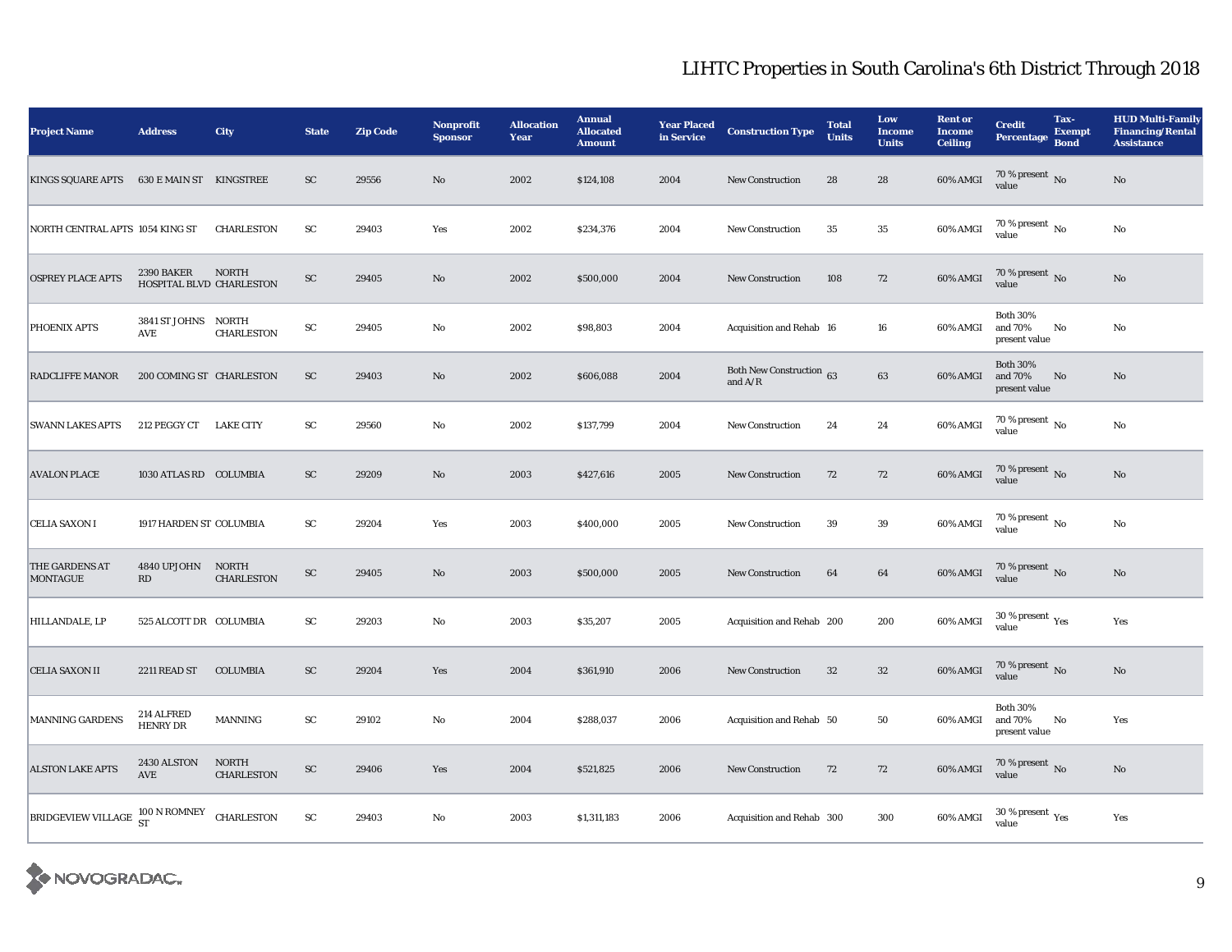# LIHTC Properties in South Carolina's 6th District Through 2018

| Project Name | Address | City | State | Zip Code | Nonprofit Sponsor | Allocation Year | Annual Allocated Amount | Year Placed in Service | Construction Type | Total Units | Low Income Units | Rent or Income Ceiling | Credit Percentage | Tax-Exempt Bond | HUD Multi-Family Financing/Rental Assistance |
|---|---|---|---|---|---|---|---|---|---|---|---|---|---|---|---|
| KINGS SQUARE APTS | 630 E MAIN ST | KINGSTREE | SC | 29556 | No | 2002 | $124,108 | 2004 | New Construction | 28 | 28 | 60% AMGI | 70 % present value | No | No |
| NORTH CENTRAL APTS | 1054 KING ST | CHARLESTON | SC | 29403 | Yes | 2002 | $234,376 | 2004 | New Construction | 35 | 35 | 60% AMGI | 70 % present value | No | No |
| OSPREY PLACE APTS | 2390 BAKER HOSPITAL BLVD | NORTH CHARLESTON | SC | 29405 | No | 2002 | $500,000 | 2004 | New Construction | 108 | 72 | 60% AMGI | 70 % present value | No | No |
| PHOENIX APTS | 3841 ST JOHNS AVE | NORTH CHARLESTON | SC | 29405 | No | 2002 | $98,803 | 2004 | Acquisition and Rehab | 16 | 16 | 60% AMGI | Both 30% and 70% present value | No | No |
| RADCLIFFE MANOR | 200 COMING ST | CHARLESTON | SC | 29403 | No | 2002 | $606,088 | 2004 | Both New Construction and A/R | 63 | 63 | 60% AMGI | Both 30% and 70% present value | No | No |
| SWANN LAKES APTS | 212 PEGGY CT | LAKE CITY | SC | 29560 | No | 2002 | $137,799 | 2004 | New Construction | 24 | 24 | 60% AMGI | 70 % present value | No | No |
| AVALON PLACE | 1030 ATLAS RD | COLUMBIA | SC | 29209 | No | 2003 | $427,616 | 2005 | New Construction | 72 | 72 | 60% AMGI | 70 % present value | No | No |
| CELIA SAXON I | 1917 HARDEN ST | COLUMBIA | SC | 29204 | Yes | 2003 | $400,000 | 2005 | New Construction | 39 | 39 | 60% AMGI | 70 % present value | No | No |
| THE GARDENS AT MONTAGUE | 4840 UPJOHN RD | NORTH CHARLESTON | SC | 29405 | No | 2003 | $500,000 | 2005 | New Construction | 64 | 64 | 60% AMGI | 70 % present value | No | No |
| HILLANDALE, LP | 525 ALCOTT DR | COLUMBIA | SC | 29203 | No | 2003 | $35,207 | 2005 | Acquisition and Rehab | 200 | 200 | 60% AMGI | 30 % present value | Yes | Yes |
| CELIA SAXON II | 2211 READ ST | COLUMBIA | SC | 29204 | Yes | 2004 | $361,910 | 2006 | New Construction | 32 | 32 | 60% AMGI | 70 % present value | No | No |
| MANNING GARDENS | 214 ALFRED HENRY DR | MANNING | SC | 29102 | No | 2004 | $288,037 | 2006 | Acquisition and Rehab | 50 | 50 | 60% AMGI | Both 30% and 70% present value | No | Yes |
| ALSTON LAKE APTS | 2430 ALSTON AVE | NORTH CHARLESTON | SC | 29406 | Yes | 2004 | $521,825 | 2006 | New Construction | 72 | 72 | 60% AMGI | 70 % present value | No | No |
| BRIDGEVIEW VILLAGE | 100 N ROMNEY ST | CHARLESTON | SC | 29403 | No | 2003 | $1,311,183 | 2006 | Acquisition and Rehab | 300 | 300 | 60% AMGI | 30 % present value | Yes | Yes |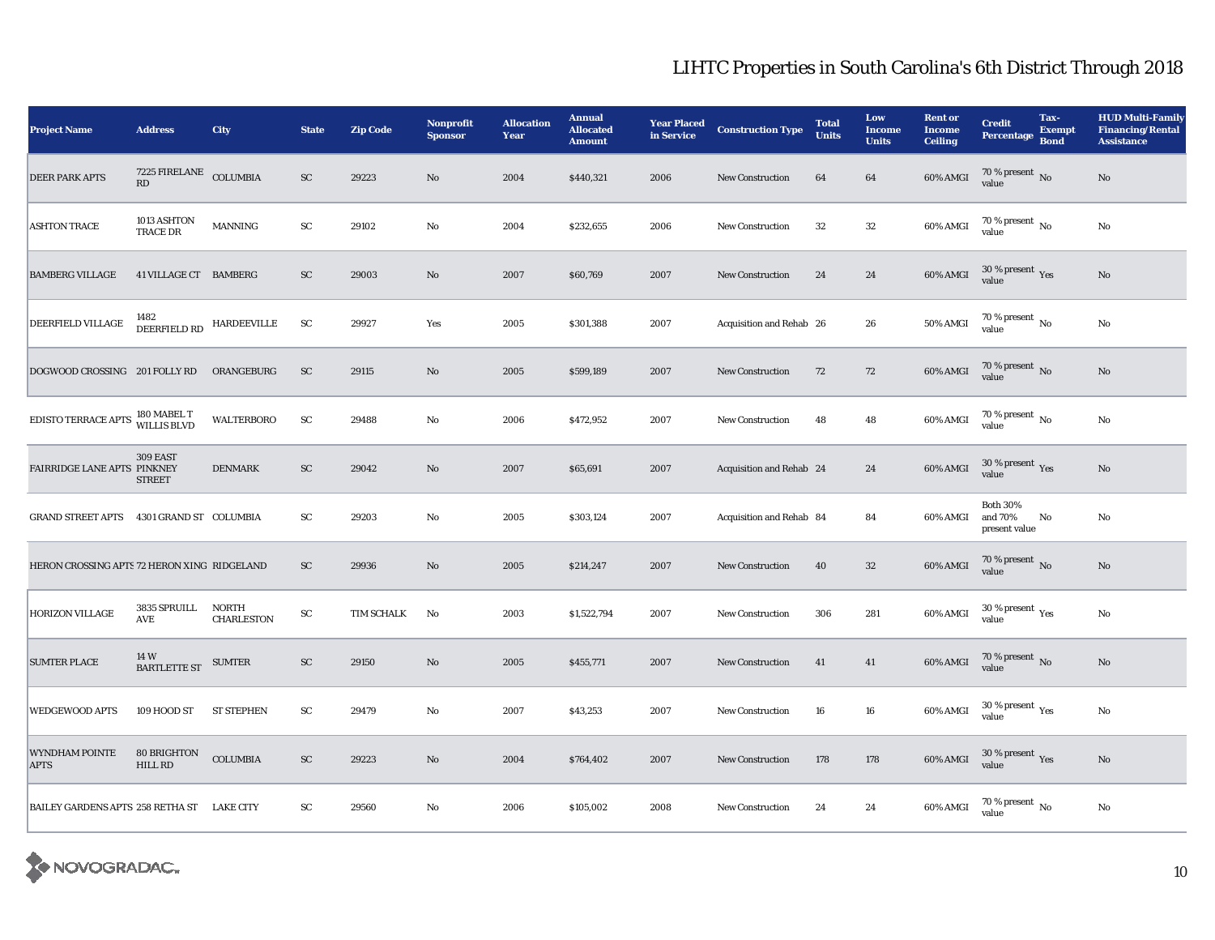# LIHTC Properties in South Carolina's 6th District Through 2018

| Project Name | Address | City | State | Zip Code | Nonprofit Sponsor | Allocation Year | Annual Allocated Amount | Year Placed in Service | Construction Type | Total Units | Low Income Units | Rent or Income Ceiling | Credit Percentage | Tax-Exempt Bond | HUD Multi-Family Financing/Rental Assistance |
|---|---|---|---|---|---|---|---|---|---|---|---|---|---|---|---|
| DEER PARK APTS | 7225 FIRELANE RD | COLUMBIA | SC | 29223 | No | 2004 | $440,321 | 2006 | New Construction | 64 | 64 | 60% AMGI | 70 % present value | No | No |
| ASHTON TRACE | 1013 ASHTON TRACE DR | MANNING | SC | 29102 | No | 2004 | $232,655 | 2006 | New Construction | 32 | 32 | 60% AMGI | 70 % present value | No | No |
| BAMBERG VILLAGE | 41 VILLAGE CT | BAMBERG | SC | 29003 | No | 2007 | $60,769 | 2007 | New Construction | 24 | 24 | 60% AMGI | 30 % present value | Yes | No |
| DEERFIELD VILLAGE | 1482 DEERFIELD RD | HARDEEVILLE | SC | 29927 | Yes | 2005 | $301,388 | 2007 | Acquisition and Rehab | 26 | 26 | 50% AMGI | 70 % present value | No | No |
| DOGWOOD CROSSING | 201 FOLLY RD | ORANGEBURG | SC | 29115 | No | 2005 | $599,189 | 2007 | New Construction | 72 | 72 | 60% AMGI | 70 % present value | No | No |
| EDISTO TERRACE APTS | 180 MABEL T WILLIS BLVD | WALTERBORO | SC | 29488 | No | 2006 | $472,952 | 2007 | New Construction | 48 | 48 | 60% AMGI | 70 % present value | No | No |
| FAIRRIDGE LANE APTS | 309 EAST PINKNEY STREET | DENMARK | SC | 29042 | No | 2007 | $65,691 | 2007 | Acquisition and Rehab | 24 | 24 | 60% AMGI | 30 % present value | Yes | No |
| GRAND STREET APTS | 4301 GRAND ST | COLUMBIA | SC | 29203 | No | 2005 | $303,124 | 2007 | Acquisition and Rehab | 84 | 84 | 60% AMGI | Both 30% and 70% present value | No | No |
| HERON CROSSING APTS | 72 HERON XING | RIDGELAND | SC | 29936 | No | 2005 | $214,247 | 2007 | New Construction | 40 | 32 | 60% AMGI | 70 % present value | No | No |
| HORIZON VILLAGE | 3835 SPRUILL AVE | NORTH CHARLESTON | SC | TIM SCHALK | No | 2003 | $1,522,794 | 2007 | New Construction | 306 | 281 | 60% AMGI | 30 % present value | Yes | No |
| SUMTER PLACE | 14 W BARTLETTE ST | SUMTER | SC | 29150 | No | 2005 | $455,771 | 2007 | New Construction | 41 | 41 | 60% AMGI | 70 % present value | No | No |
| WEDGEWOOD APTS | 109 HOOD ST | ST STEPHEN | SC | 29479 | No | 2007 | $43,253 | 2007 | New Construction | 16 | 16 | 60% AMGI | 30 % present value | Yes | No |
| WYNDHAM POINTE APTS | 80 BRIGHTON HILL RD | COLUMBIA | SC | 29223 | No | 2004 | $764,402 | 2007 | New Construction | 178 | 178 | 60% AMGI | 30 % present value | Yes | No |
| BAILEY GARDENS APTS | 258 RETHA ST | LAKE CITY | SC | 29560 | No | 2006 | $105,002 | 2008 | New Construction | 24 | 24 | 60% AMGI | 70 % present value | No | No |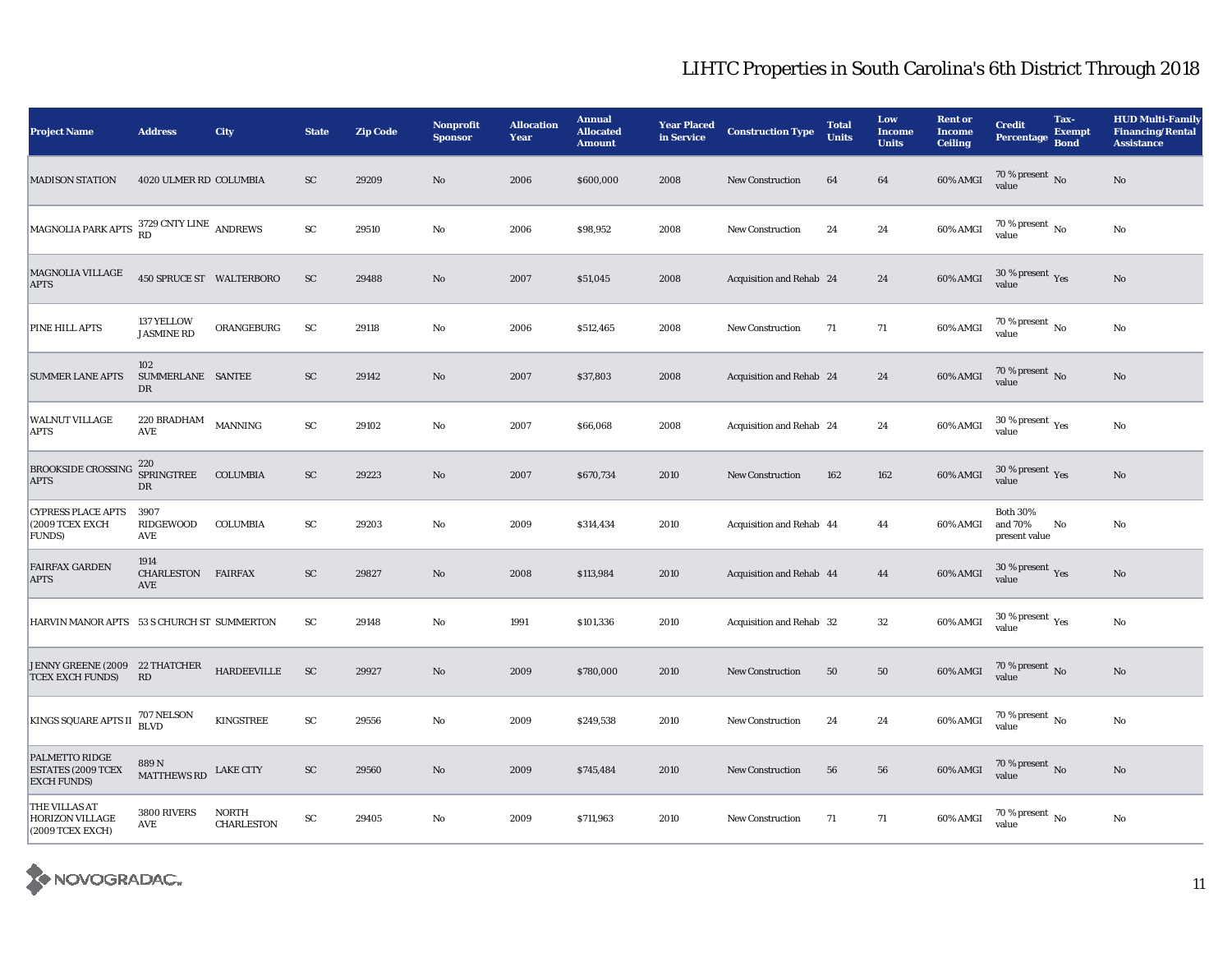# LIHTC Properties in South Carolina's 6th District Through 2018

| Project Name | Address | City | State | Zip Code | Nonprofit Sponsor | Allocation Year | Annual Allocated Amount | Year Placed in Service | Construction Type | Total Units | Low Income Units | Rent or Income Ceiling | Credit Percentage | Tax-Exempt Bond | HUD Multi-Family Financing/Rental Assistance |
|---|---|---|---|---|---|---|---|---|---|---|---|---|---|---|---|
| MADISON STATION | 4020 ULMER RD | COLUMBIA | SC | 29209 | No | 2006 | $600,000 | 2008 | New Construction | 64 | 64 | 60% AMGI | 70 % present value | No | No |
| MAGNOLIA PARK APTS | 3729 CNTY LINE RD | ANDREWS | SC | 29510 | No | 2006 | $98,952 | 2008 | New Construction | 24 | 24 | 60% AMGI | 70 % present value | No | No |
| MAGNOLIA VILLAGE APTS | 450 SPRUCE ST | WALTERBORO | SC | 29488 | No | 2007 | $51,045 | 2008 | Acquisition and Rehab | 24 | 24 | 60% AMGI | 30 % present value | Yes | No |
| PINE HILL APTS | 137 YELLOW JASMINE RD | ORANGEBURG | SC | 29118 | No | 2006 | $512,465 | 2008 | New Construction | 71 | 71 | 60% AMGI | 70 % present value | No | No |
| SUMMER LANE APTS | 102 SUMMERLANE DR | SANTEE | SC | 29142 | No | 2007 | $37,803 | 2008 | Acquisition and Rehab | 24 | 24 | 60% AMGI | 70 % present value | No | No |
| WALNUT VILLAGE APTS | 220 BRADHAM AVE | MANNING | SC | 29102 | No | 2007 | $66,068 | 2008 | Acquisition and Rehab | 24 | 24 | 60% AMGI | 30 % present value | Yes | No |
| BROOKSIDE CROSSING APTS | 220 SPRINGTREE DR | COLUMBIA | SC | 29223 | No | 2007 | $670,734 | 2010 | New Construction | 162 | 162 | 60% AMGI | 30 % present value | Yes | No |
| CYPRESS PLACE APTS (2009 TCEX EXCH FUNDS) | 3907 RIDGEWOOD AVE | COLUMBIA | SC | 29203 | No | 2009 | $314,434 | 2010 | Acquisition and Rehab | 44 | 44 | 60% AMGI | Both 30% and 70% present value | No | No |
| FAIRFAX GARDEN APTS | 1914 CHARLESTON AVE | FAIRFAX | SC | 29827 | No | 2008 | $113,984 | 2010 | Acquisition and Rehab | 44 | 44 | 60% AMGI | 30 % present value | Yes | No |
| HARVIN MANOR APTS | 53 S CHURCH ST | SUMMERTON | SC | 29148 | No | 1991 | $101,336 | 2010 | Acquisition and Rehab | 32 | 32 | 60% AMGI | 30 % present value | Yes | No |
| JENNY GREENE (2009 TCEX EXCH FUNDS) | 22 THATCHER RD | HARDEEVILLE | SC | 29927 | No | 2009 | $780,000 | 2010 | New Construction | 50 | 50 | 60% AMGI | 70 % present value | No | No |
| KINGS SQUARE APTS II | 707 NELSON BLVD | KINGSTREE | SC | 29556 | No | 2009 | $249,538 | 2010 | New Construction | 24 | 24 | 60% AMGI | 70 % present value | No | No |
| PALMETTO RIDGE ESTATES (2009 TCEX EXCH FUNDS) | 889 N MATTHEWS RD | LAKE CITY | SC | 29560 | No | 2009 | $745,484 | 2010 | New Construction | 56 | 56 | 60% AMGI | 70 % present value | No | No |
| THE VILLAS AT HORIZON VILLAGE (2009 TCEX EXCH) | 3800 RIVERS AVE | NORTH CHARLESTON | SC | 29405 | No | 2009 | $711,963 | 2010 | New Construction | 71 | 71 | 60% AMGI | 70 % present value | No | No |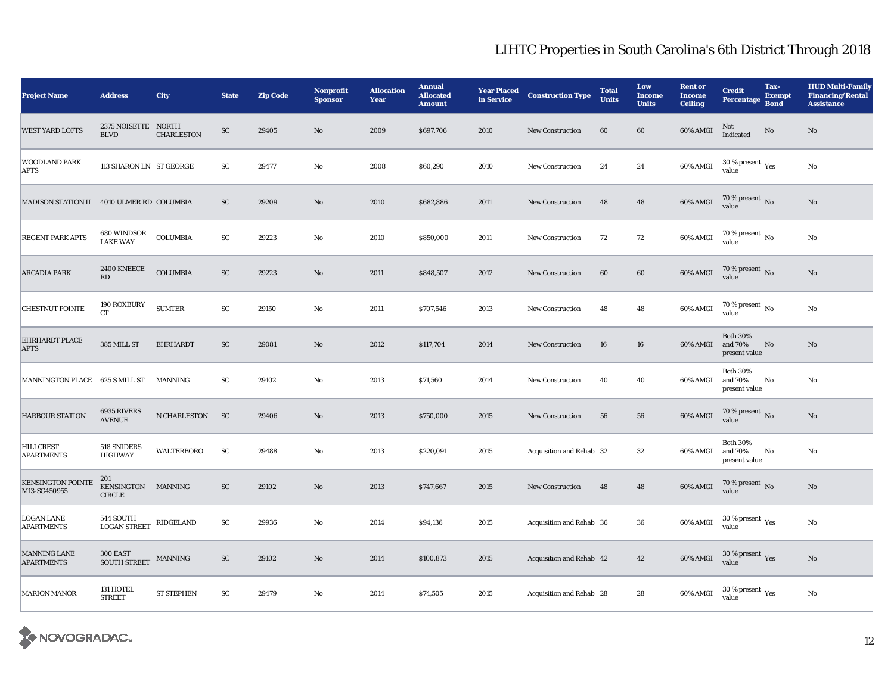# LIHTC Properties in South Carolina's 6th District Through 2018

| Project Name | Address | City | State | Zip Code | Nonprofit Sponsor | Allocation Year | Annual Allocated Amount | Year Placed in Service | Construction Type | Total Units | Low Income Units | Rent or Income Ceiling | Credit Percentage | Tax-Exempt Bond | HUD Multi-Family Financing/Rental Assistance |
|---|---|---|---|---|---|---|---|---|---|---|---|---|---|---|---|
| WEST YARD LOFTS | 2375 NOISETTE BLVD | NORTH CHARLESTON | SC | 29405 | No | 2009 | $697,706 | 2010 | New Construction | 60 | 60 | 60% AMGI | Not Indicated | No | No |
| WOODLAND PARK APTS | 113 SHARON LN | ST GEORGE | SC | 29477 | No | 2008 | $60,290 | 2010 | New Construction | 24 | 24 | 60% AMGI | 30 % present value | Yes | No |
| MADISON STATION II | 4010 ULMER RD | COLUMBIA | SC | 29209 | No | 2010 | $682,886 | 2011 | New Construction | 48 | 48 | 60% AMGI | 70 % present value | No | No |
| REGENT PARK APTS | 680 WINDSOR LAKE WAY | COLUMBIA | SC | 29223 | No | 2010 | $850,000 | 2011 | New Construction | 72 | 72 | 60% AMGI | 70 % present value | No | No |
| ARCADIA PARK | 2400 KNEECE RD | COLUMBIA | SC | 29223 | No | 2011 | $848,507 | 2012 | New Construction | 60 | 60 | 60% AMGI | 70 % present value | No | No |
| CHESTNUT POINTE | 190 ROXBURY CT | SUMTER | SC | 29150 | No | 2011 | $707,546 | 2013 | New Construction | 48 | 48 | 60% AMGI | 70 % present value | No | No |
| EHRHARDT PLACE APTS | 385 MILL ST | EHRHARDT | SC | 29081 | No | 2012 | $117,704 | 2014 | New Construction | 16 | 16 | 60% AMGI | Both 30% and 70% present value | No | No |
| MANNINGTON PLACE | 625 S MILL ST | MANNING | SC | 29102 | No | 2013 | $71,560 | 2014 | New Construction | 40 | 40 | 60% AMGI | Both 30% and 70% present value | No | No |
| HARBOUR STATION | 6935 RIVERS AVENUE | N CHARLESTON | SC | 29406 | No | 2013 | $750,000 | 2015 | New Construction | 56 | 56 | 60% AMGI | 70 % present value | No | No |
| HILLCREST APARTMENTS | 518 SNIDERS HIGHWAY | WALTERBORO | SC | 29488 | No | 2013 | $220,091 | 2015 | Acquisition and Rehab | 32 | 32 | 60% AMGI | Both 30% and 70% present value | No | No |
| KENSINGTON POINTE M13-SG450955 | 201 KENSINGTON CIRCLE | MANNING | SC | 29102 | No | 2013 | $747,667 | 2015 | New Construction | 48 | 48 | 60% AMGI | 70 % present value | No | No |
| LOGAN LANE APARTMENTS | 544 SOUTH LOGAN STREET | RIDGELAND | SC | 29936 | No | 2014 | $94,136 | 2015 | Acquisition and Rehab | 36 | 36 | 60% AMGI | 30 % present value | Yes | No |
| MANNING LANE APARTMENTS | 300 EAST SOUTH STREET | MANNING | SC | 29102 | No | 2014 | $100,873 | 2015 | Acquisition and Rehab | 42 | 42 | 60% AMGI | 30 % present value | Yes | No |
| MARION MANOR | 131 HOTEL STREET | ST STEPHEN | SC | 29479 | No | 2014 | $74,505 | 2015 | Acquisition and Rehab | 28 | 28 | 60% AMGI | 30 % present value | Yes | No |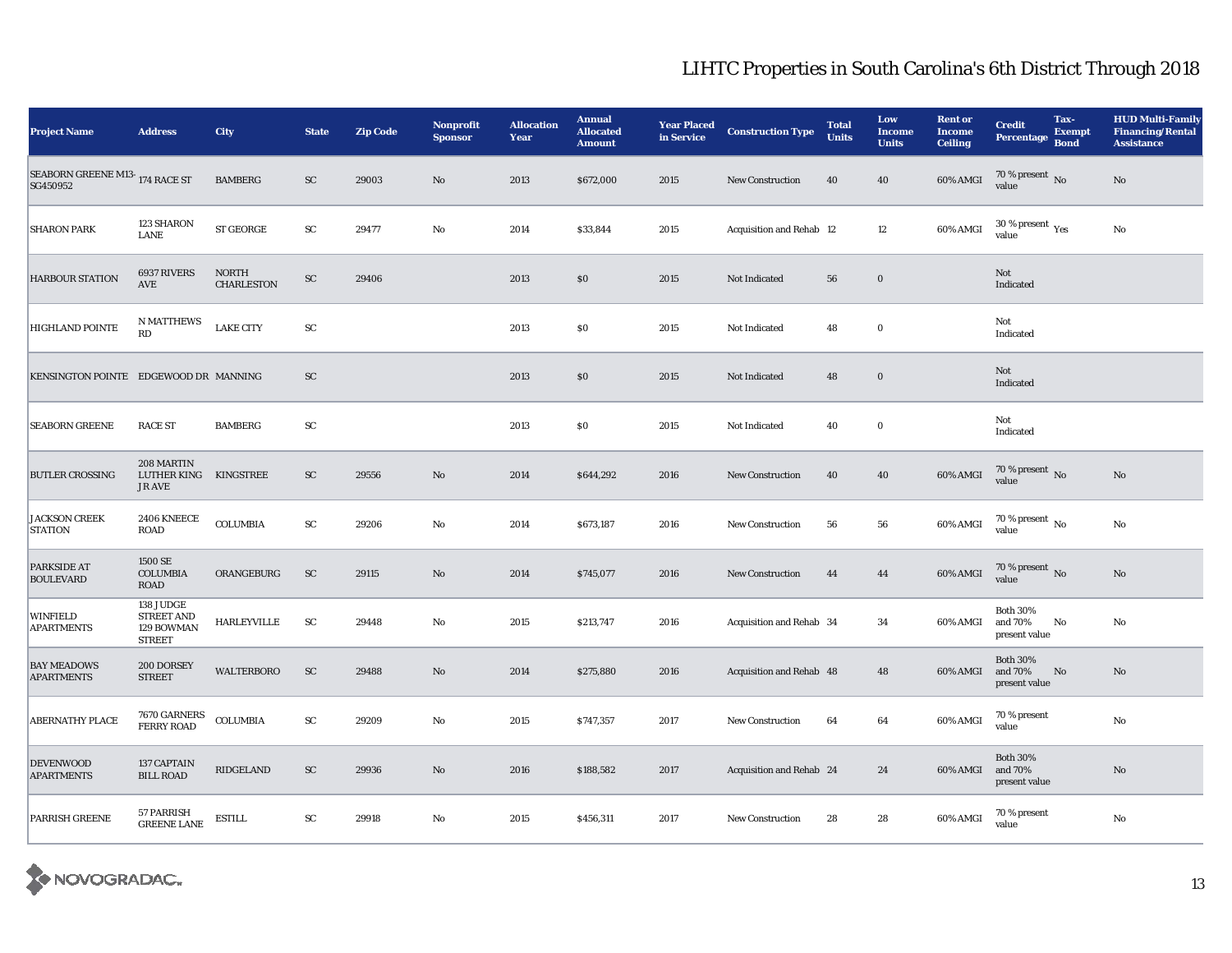# LIHTC Properties in South Carolina's 6th District Through 2018

| Project Name | Address | City | State | Zip Code | Nonprofit Sponsor | Allocation Year | Annual Allocated Amount | Year Placed in Service | Construction Type | Total Units | Low Income Units | Rent or Income Ceiling | Credit Percentage | Tax-Exempt Bond | HUD Multi-Family Financing/Rental Assistance |
|---|---|---|---|---|---|---|---|---|---|---|---|---|---|---|---|
| SEABORN GREENE M13-SG450952 | 174 RACE ST | BAMBERG | SC | 29003 | No | 2013 | $672,000 | 2015 | New Construction | 40 | 40 | 60% AMGI | 70 % present value | No | No |
| SHARON PARK | 123 SHARON LANE | ST GEORGE | SC | 29477 | No | 2014 | $33,844 | 2015 | Acquisition and Rehab | 12 | 12 | 60% AMGI | 30 % present value | Yes | No |
| HARBOUR STATION | 6937 RIVERS AVE | NORTH CHARLESTON | SC | 29406 | | 2013 | $0 | 2015 | Not Indicated | 56 | 0 | | Not Indicated | | |
| HIGHLAND POINTE | N MATTHEWS RD | LAKE CITY | SC | | | 2013 | $0 | 2015 | Not Indicated | 48 | 0 | | Not Indicated | | |
| KENSINGTON POINTE | EDGEWOOD DR | MANNING | SC | | | 2013 | $0 | 2015 | Not Indicated | 48 | 0 | | Not Indicated | | |
| SEABORN GREENE | RACE ST | BAMBERG | SC | | | 2013 | $0 | 2015 | Not Indicated | 40 | 0 | | Not Indicated | | |
| BUTLER CROSSING | 208 MARTIN LUTHER KING JR AVE | KINGSTREE | SC | 29556 | No | 2014 | $644,292 | 2016 | New Construction | 40 | 40 | 60% AMGI | 70 % present value | No | No |
| JACKSON CREEK STATION | 2406 KNEECE ROAD | COLUMBIA | SC | 29206 | No | 2014 | $673,187 | 2016 | New Construction | 56 | 56 | 60% AMGI | 70 % present value | No | No |
| PARKSIDE AT BOULEVARD | 1500 SE COLUMBIA ROAD | ORANGEBURG | SC | 29115 | No | 2014 | $745,077 | 2016 | New Construction | 44 | 44 | 60% AMGI | 70 % present value | No | No |
| WINFIELD APARTMENTS | 138 JUDGE STREET AND 129 BOWMAN STREET | HARLEYVILLE | SC | 29448 | No | 2015 | $213,747 | 2016 | Acquisition and Rehab | 34 | 34 | 60% AMGI | Both 30% and 70% present value | No | No |
| BAY MEADOWS APARTMENTS | 200 DORSEY STREET | WALTERBORO | SC | 29488 | No | 2014 | $275,880 | 2016 | Acquisition and Rehab | 48 | 48 | 60% AMGI | Both 30% and 70% present value | No | No |
| ABERNATHY PLACE | 7670 GARNERS FERRY ROAD | COLUMBIA | SC | 29209 | No | 2015 | $747,357 | 2017 | New Construction | 64 | 64 | 60% AMGI | 70 % present value | | No |
| DEVENWOOD APARTMENTS | 137 CAPTAIN BILL ROAD | RIDGELAND | SC | 29936 | No | 2016 | $188,582 | 2017 | Acquisition and Rehab | 24 | 24 | 60% AMGI | Both 30% and 70% present value | | No |
| PARRISH GREENE | 57 PARRISH GREENE LANE | ESTILL | SC | 29918 | No | 2015 | $456,311 | 2017 | New Construction | 28 | 28 | 60% AMGI | 70 % present value | | No |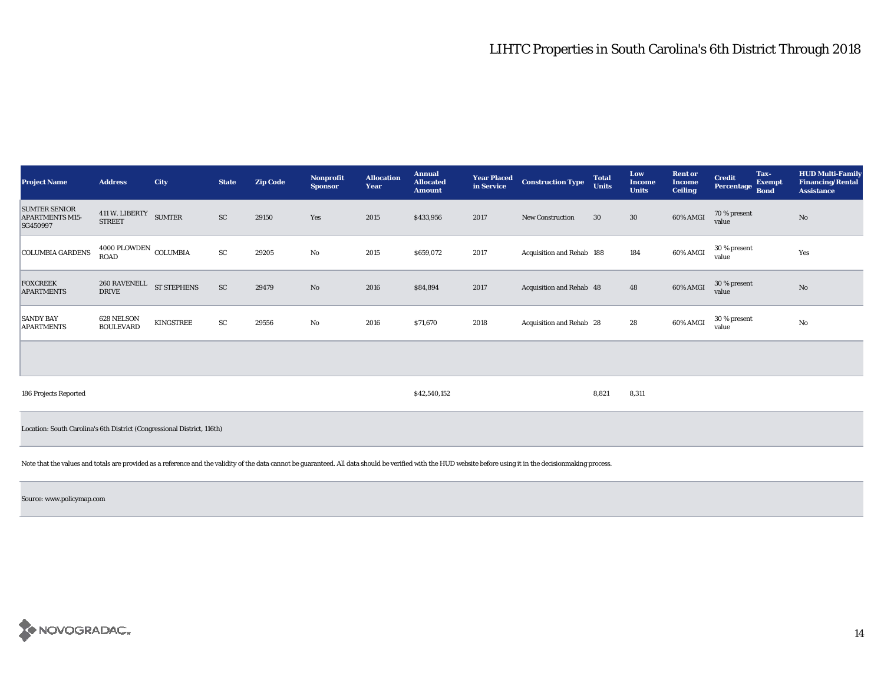# LIHTC Properties in South Carolina's 6th District Through 2018

| Project Name | Address | City | State | Zip Code | Nonprofit Sponsor | Allocation Year | Annual Allocated Amount | Year Placed in Service | Construction Type | Total Units | Low Income Units | Rent or Income Ceiling | Credit Percentage | Tax-Exempt Bond | HUD Multi-Family Financing/Rental Assistance |
|---|---|---|---|---|---|---|---|---|---|---|---|---|---|---|---|
| SUMTER SENIOR APARTMENTS M15-SG450997 | 411 W. LIBERTY STREET | SUMTER | SC | 29150 | Yes | 2015 | $433,956 | 2017 | New Construction | 30 | 30 | 60% AMGI | 70 % present value | | No |
| COLUMBIA GARDENS | 4000 PLOWDEN ROAD | COLUMBIA | SC | 29205 | No | 2015 | $659,072 | 2017 | Acquisition and Rehab | 188 | 184 | 60% AMGI | 30 % present value | | Yes |
| FOXCREEK APARTMENTS | 260 RAVENELL DRIVE | ST STEPHENS | SC | 29479 | No | 2016 | $84,894 | 2017 | Acquisition and Rehab | 48 | 48 | 60% AMGI | 30 % present value | | No |
| SANDY BAY APARTMENTS | 628 NELSON BOULEVARD | KINGSTREE | SC | 29556 | No | 2016 | $71,670 | 2018 | Acquisition and Rehab | 28 | 28 | 60% AMGI | 30 % present value | | No |
| | | | | | | | | | | | | | | | |
| 186 Projects Reported | | | | | | | $42,540,152 | | | 8,821 | 8,311 | | | | |

Location: South Carolina's 6th District (Congressional District, 116th)

Note that the values and totals are provided as a reference and the validity of the data cannot be guaranteed. All data should be verified with the HUD website before using it in the decisionmaking process.

Source: www.policymap.com